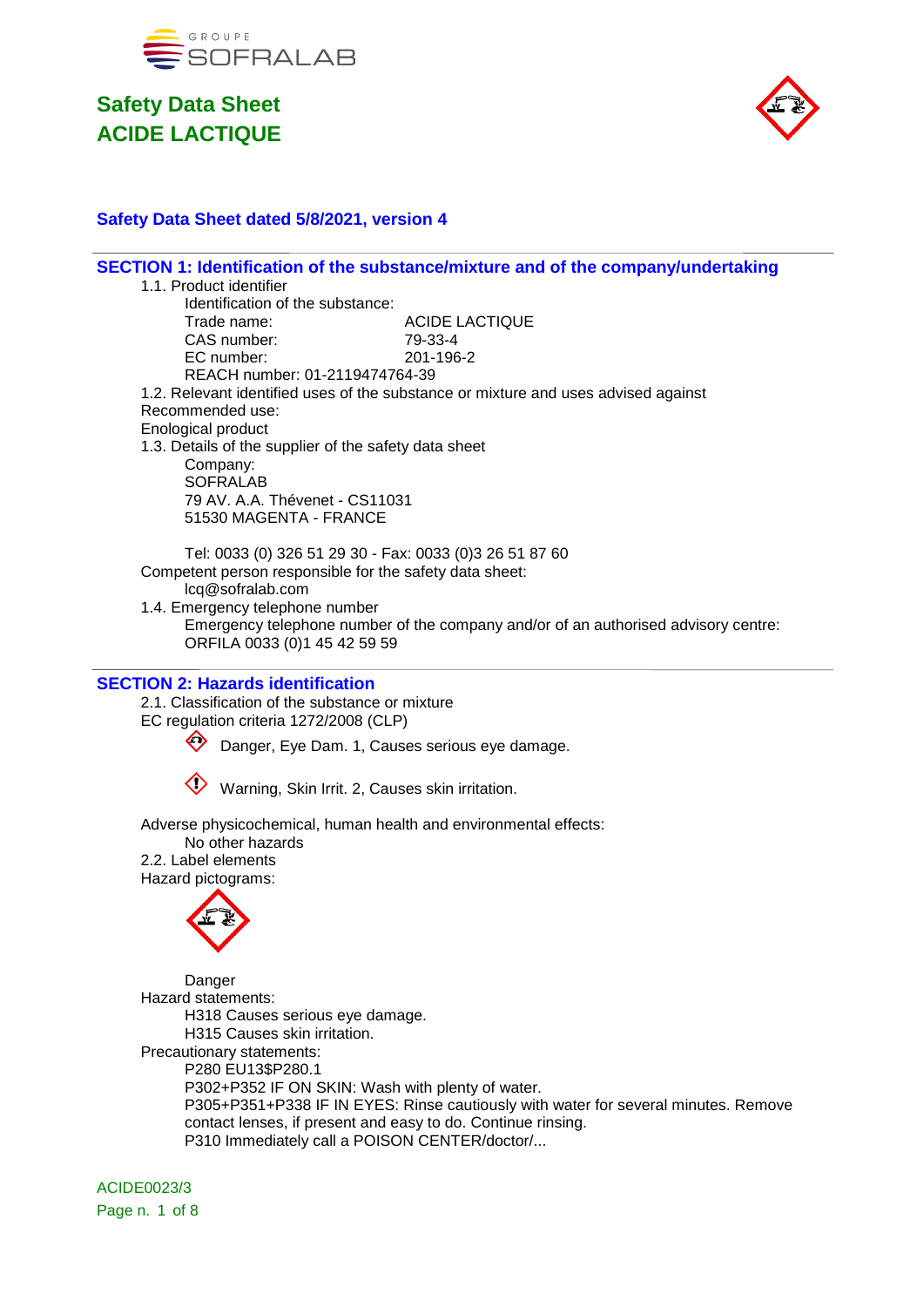GROUPE SOFRALAB

# Safety Data Sheet
# ACIDE LACTIQUE

**Safety Data Sheet dated 5/8/2021, version 4**

## SECTION 1: Identification of the substance/mixture and of the company/undertaking

1.1. Product identifier

Identification of the substance:

Trade name: ACIDE LACTIQUE
CAS number: 79-33-4
EC number: 201-196-2
REACH number: 01-2119474764-39

1.2. Relevant identified uses of the substance or mixture and uses advised against

Recommended use:

Enological product

1.3. Details of the supplier of the safety data sheet

Company:
SOFRALAB
79 AV. A.A. Thévenet - CS11031
51530 MAGENTA - FRANCE

Tel: 0033 (0) 326 51 29 30 - Fax: 0033 (0)3 26 51 87 60

Competent person responsible for the safety data sheet:
lcq@sofralab.com

1.4. Emergency telephone number

Emergency telephone number of the company and/or of an authorised advisory centre:
ORFILA 0033 (0)1 45 42 59 59

## SECTION 2: Hazards identification

2.1. Classification of the substance or mixture

EC regulation criteria 1272/2008 (CLP)

Danger, Eye Dam. 1, Causes serious eye damage.

Warning, Skin Irrit. 2, Causes skin irritation.

Adverse physicochemical, human health and environmental effects:
No other hazards

2.2. Label elements

Hazard pictograms:

Danger

Hazard statements:
H318 Causes serious eye damage.
H315 Causes skin irritation.

Precautionary statements:
P280 EU13$P280.1
P302+P352 IF ON SKIN: Wash with plenty of water.
P305+P351+P338 IF IN EYES: Rinse cautiously with water for several minutes. Remove contact lenses, if present and easy to do. Continue rinsing.
P310 Immediately call a POISON CENTER/doctor/...

ACIDE0023/3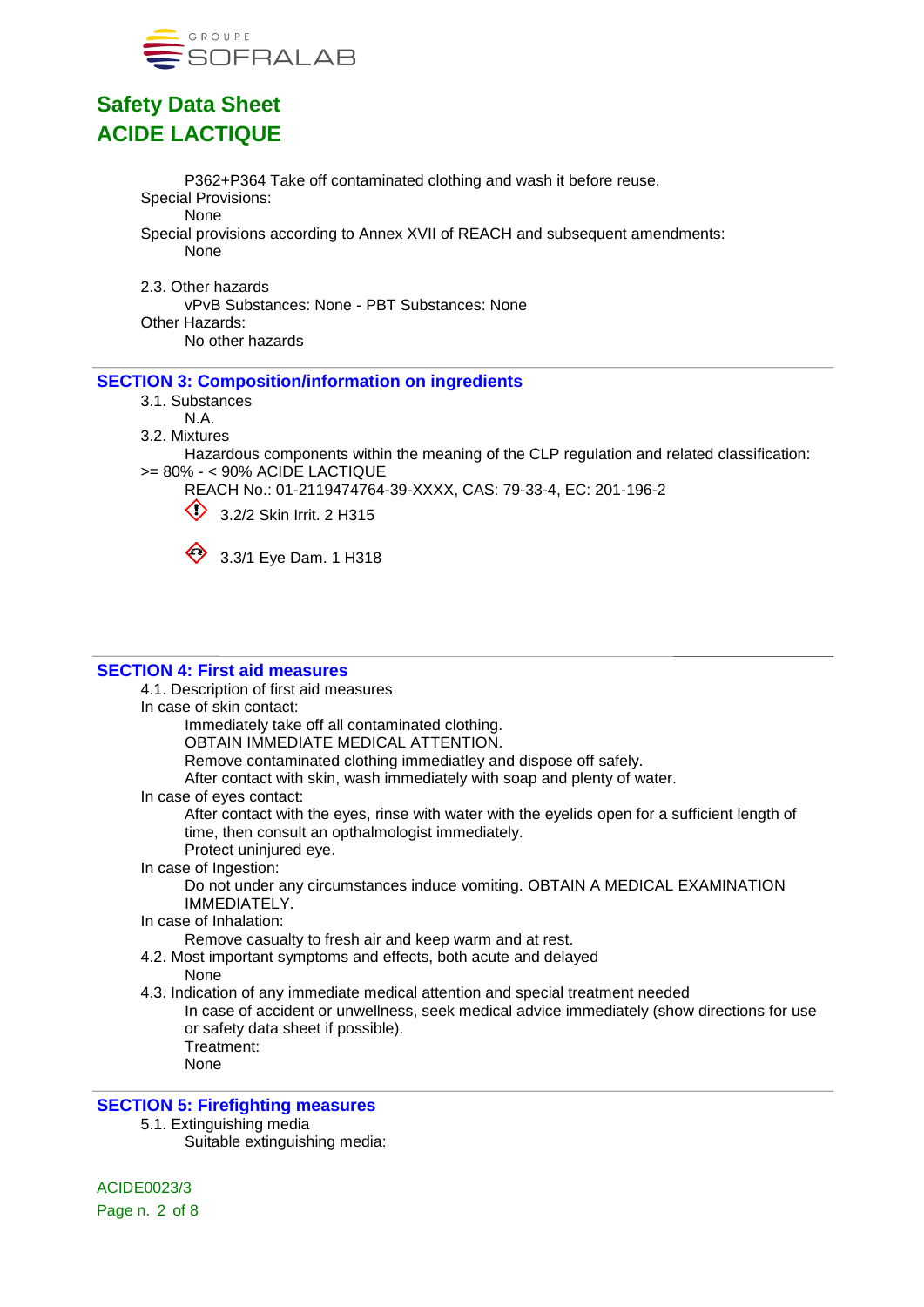P362+P364 Take off contaminated clothing and wash it before reuse.

Special Provisions:

None

Special provisions according to Annex XVII of REACH and subsequent amendments:

None

2.3. Other hazards

vPvB Substances: None - PBT Substances: None

Other Hazards:

No other hazards

## SECTION 3: Composition/information on ingredients

3.1. Substances

N.A.

3.2. Mixtures

Hazardous components within the meaning of the CLP regulation and related classification:

>= 80% - < 90% ACIDE LACTIQUE

REACH No.: 01-2119474764-39-XXXX, CAS: 79-33-4, EC: 201-196-2

3.2/2 Skin Irrit. 2 H315

3.3/1 Eye Dam. 1 H318

## SECTION 4: First aid measures

4.1. Description of first aid measures

In case of skin contact:

Immediately take off all contaminated clothing.

OBTAIN IMMEDIATE MEDICAL ATTENTION.

Remove contaminated clothing immediatley and dispose off safely.

After contact with skin, wash immediately with soap and plenty of water.

In case of eyes contact:

After contact with the eyes, rinse with water with the eyelids open for a sufficient length of time, then consult an opthalmologist immediately.

Protect uninjured eye.

In case of Ingestion:

Do not under any circumstances induce vomiting. OBTAIN A MEDICAL EXAMINATION IMMEDIATELY.

In case of Inhalation:

Remove casualty to fresh air and keep warm and at rest.

4.2. Most important symptoms and effects, both acute and delayed

None

4.3. Indication of any immediate medical attention and special treatment needed

In case of accident or unwellness, seek medical advice immediately (show directions for use or safety data sheet if possible).

Treatment:

None

## SECTION 5: Firefighting measures

5.1. Extinguishing media

Suitable extinguishing media: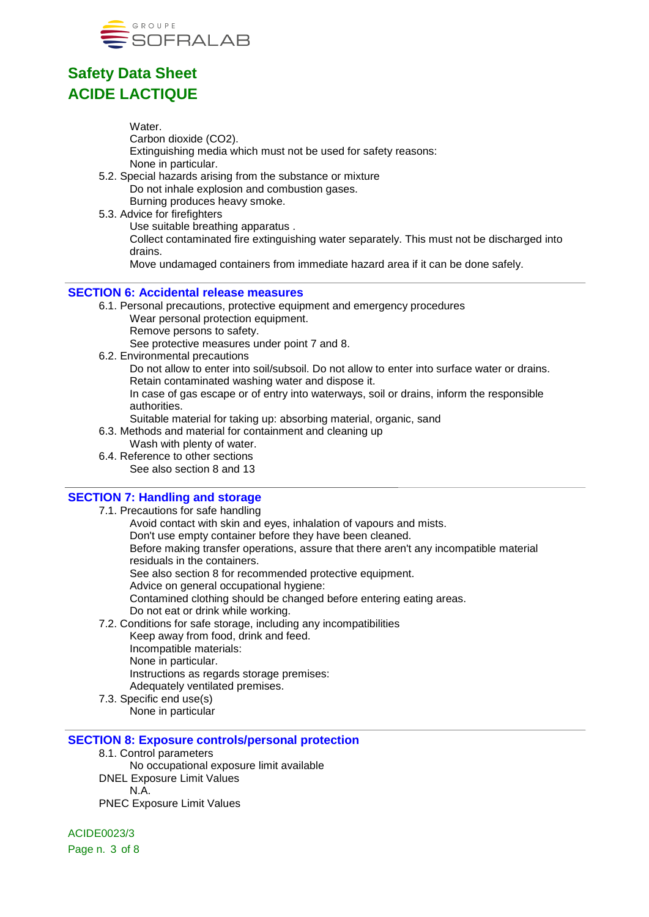Water.
Carbon dioxide ($CO_2$).
Extinguishing media which must not be used for safety reasons:
None in particular.

5.2. Special hazards arising from the substance or mixture
Do not inhale explosion and combustion gases.
Burning produces heavy smoke.

5.3. Advice for firefighters
Use suitable breathing apparatus .
Collect contaminated fire extinguishing water separately. This must not be discharged into drains.
Move undamaged containers from immediate hazard area if it can be done safely.

## SECTION 6: Accidental release measures

6.1. Personal precautions, protective equipment and emergency procedures
Wear personal protection equipment.
Remove persons to safety.
See protective measures under point 7 and 8.

6.2. Environmental precautions
Do not allow to enter into soil/subsoil. Do not allow to enter into surface water or drains.
Retain contaminated washing water and dispose it.
In case of gas escape or of entry into waterways, soil or drains, inform the responsible authorities.
Suitable material for taking up: absorbing material, organic, sand

6.3. Methods and material for containment and cleaning up
Wash with plenty of water.

6.4. Reference to other sections
See also section 8 and 13

## SECTION 7: Handling and storage

7.1. Precautions for safe handling
Avoid contact with skin and eyes, inhalation of vapours and mists.
Don't use empty container before they have been cleaned.
Before making transfer operations, assure that there aren't any incompatible material residuals in the containers.
See also section 8 for recommended protective equipment.
Advice on general occupational hygiene:
Contamined clothing should be changed before entering eating areas.
Do not eat or drink while working.

7.2. Conditions for safe storage, including any incompatibilities
Keep away from food, drink and feed.
Incompatible materials:
None in particular.
Instructions as regards storage premises:
Adequately ventilated premises.

7.3. Specific end use(s)
None in particular

## SECTION 8: Exposure controls/personal protection

8.1. Control parameters
No occupational exposure limit available

DNEL Exposure Limit Values
N.A.

PNEC Exposure Limit Values

ACIDE0023/3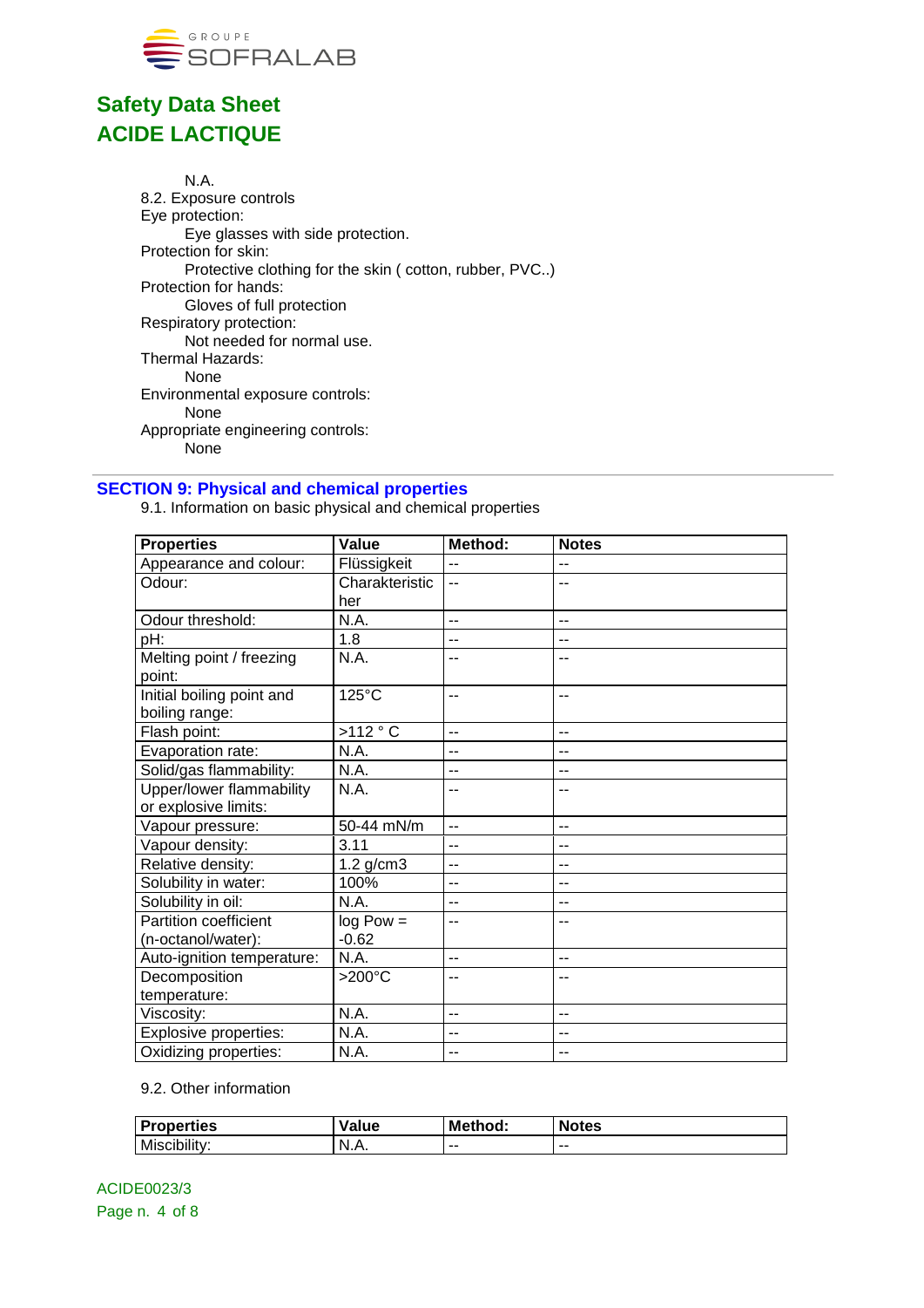N.A.

8.2. Exposure controls

Eye protection:

Eye glasses with side protection.

Protection for skin:

Protective clothing for the skin ( cotton, rubber, PVC..)

Protection for hands:

Gloves of full protection

Respiratory protection:

Not needed for normal use.

Thermal Hazards:

None

Environmental exposure controls:

None

Appropriate engineering controls:

None

## SECTION 9: Physical and chemical properties

9.1. Information on basic physical and chemical properties

| Properties | Value | Method: | Notes |
|---|---|---|---|
| Appearance and colour: | Flüssigkeit | -- | -- |
| Odour: | Charakteristicher | -- | -- |
| Odour threshold: | N.A. | -- | -- |
| pH: | 1.8 | -- | -- |
| Melting point / freezing point: | N.A. | -- | -- |
| Initial boiling point and boiling range: | 125°C | -- | -- |
| Flash point: | >112 ° C | -- | -- |
| Evaporation rate: | N.A. | -- | -- |
| Solid/gas flammability: | N.A. | -- | -- |
| Upper/lower flammability or explosive limits: | N.A. | -- | -- |
| Vapour pressure: | 50-44 mN/m | -- | -- |
| Vapour density: | 3.11 | -- | -- |
| Relative density: | 1.2 g/cm3 | -- | -- |
| Solubility in water: | 100% | -- | -- |
| Solubility in oil: | N.A. | -- | -- |
| Partition coefficient (n-octanol/water): | log Pow = -0.62 | -- | -- |
| Auto-ignition temperature: | N.A. | -- | -- |
| Decomposition temperature: | >200°C | -- | -- |
| Viscosity: | N.A. | -- | -- |
| Explosive properties: | N.A. | -- | -- |
| Oxidizing properties: | N.A. | -- | -- |

9.2. Other information

| Properties | Value | Method: | Notes |
|---|---|---|---|
| Miscibility: | N.A. | -- | -- |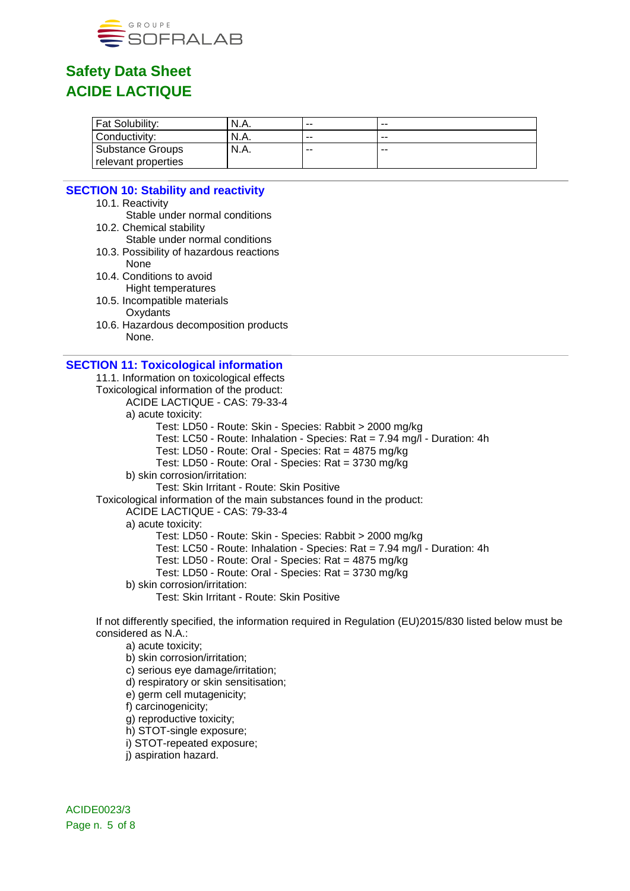| Fat Solubility: | N.A. | -- | -- |
|---|---|---|---|
| Conductivity: | N.A. | -- | -- |
| Substance Groups relevant properties | N.A. | -- | -- |

## SECTION 10: Stability and reactivity

10.1. Reactivity
    Stable under normal conditions
10.2. Chemical stability
    Stable under normal conditions
10.3. Possibility of hazardous reactions
    None
10.4. Conditions to avoid
    Hight temperatures
10.5. Incompatible materials
    Oxydants
10.6. Hazardous decomposition products
    None.

## SECTION 11: Toxicological information

11.1. Information on toxicological effects

Toxicological information of the product:

ACIDE LACTIQUE - CAS: 79-33-4

a) acute toxicity:

- Test: LD50 - Route: Skin - Species: Rabbit > 2000 mg/kg
- Test: LC50 - Route: Inhalation - Species: Rat = 7.94 mg/l - Duration: 4h
- Test: LD50 - Route: Oral - Species: Rat = 4875 mg/kg
- Test: LD50 - Route: Oral - Species: Rat = 3730 mg/kg

b) skin corrosion/irritation:

- Test: Skin Irritant - Route: Skin Positive

Toxicological information of the main substances found in the product:

ACIDE LACTIQUE - CAS: 79-33-4

a) acute toxicity:

- Test: LD50 - Route: Skin - Species: Rabbit > 2000 mg/kg
- Test: LC50 - Route: Inhalation - Species: Rat = 7.94 mg/l - Duration: 4h
- Test: LD50 - Route: Oral - Species: Rat = 4875 mg/kg
- Test: LD50 - Route: Oral - Species: Rat = 3730 mg/kg

b) skin corrosion/irritation:

- Test: Skin Irritant - Route: Skin Positive

If not differently specified, the information required in Regulation (EU)2015/830 listed below must be considered as N.A.:

a) acute toxicity;
b) skin corrosion/irritation;
c) serious eye damage/irritation;
d) respiratory or skin sensitisation;
e) germ cell mutagenicity;
f) carcinogenicity;
g) reproductive toxicity;
h) STOT-single exposure;
i) STOT-repeated exposure;
j) aspiration hazard.

ACIDE0023/3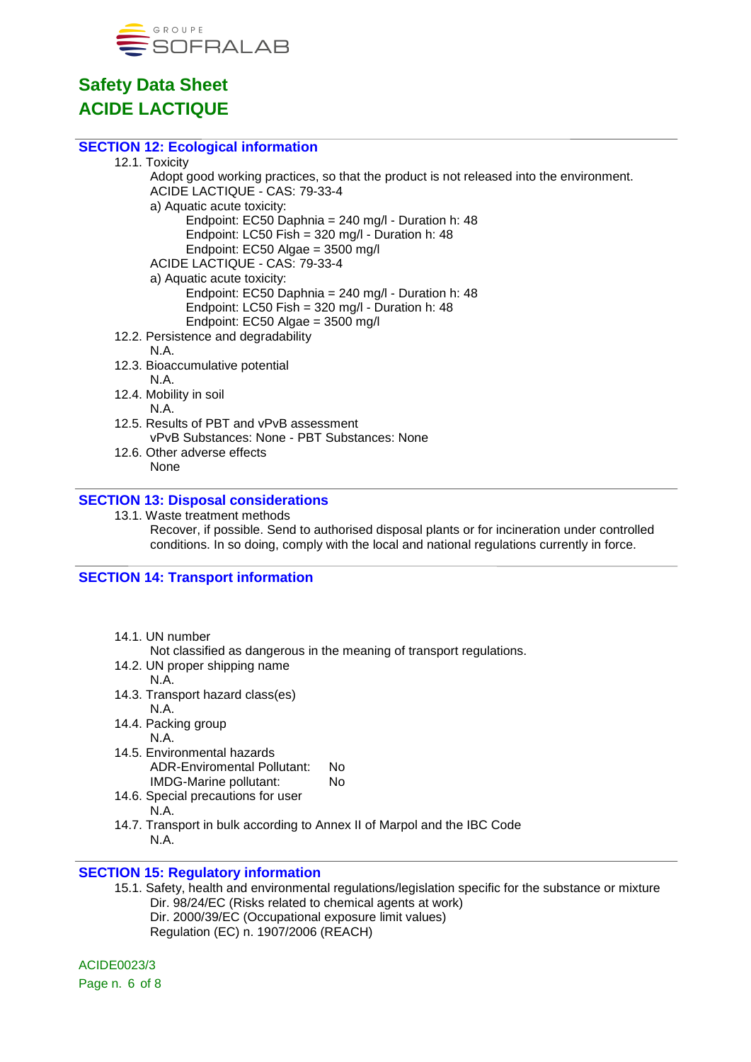## SECTION 12: Ecological information

12.1. Toxicity

Adopt good working practices, so that the product is not released into the environment.

ACIDE LACTIQUE - CAS: 79-33-4

a) Aquatic acute toxicity:

Endpoint: EC50 Daphnia = 240 mg/l - Duration h: 48

Endpoint: LC50 Fish = 320 mg/l - Duration h: 48

Endpoint: EC50 Algae = 3500 mg/l

ACIDE LACTIQUE - CAS: 79-33-4

a) Aquatic acute toxicity:

Endpoint: EC50 Daphnia = 240 mg/l - Duration h: 48

Endpoint: LC50 Fish = 320 mg/l - Duration h: 48

Endpoint: EC50 Algae = 3500 mg/l

12.2. Persistence and degradability

N.A.

12.3. Bioaccumulative potential

N.A.

12.4. Mobility in soil

N.A.

12.5. Results of PBT and vPvB assessment

vPvB Substances: None - PBT Substances: None

12.6. Other adverse effects

None

## SECTION 13: Disposal considerations

13.1. Waste treatment methods

Recover, if possible. Send to authorised disposal plants or for incineration under controlled conditions. In so doing, comply with the local and national regulations currently in force.

## SECTION 14: Transport information

14.1. UN number

Not classified as dangerous in the meaning of transport regulations.

14.2. UN proper shipping name

N.A.

14.3. Transport hazard class(es)

N.A.

14.4. Packing group

N.A.

14.5. Environmental hazards

ADR-Enviromental Pollutant: No

IMDG-Marine pollutant: No

14.6. Special precautions for user

N.A.

14.7. Transport in bulk according to Annex II of Marpol and the IBC Code

N.A.

## SECTION 15: Regulatory information

15.1. Safety, health and environmental regulations/legislation specific for the substance or mixture

Dir. 98/24/EC (Risks related to chemical agents at work)

Dir. 2000/39/EC (Occupational exposure limit values)

Regulation (EC) n. 1907/2006 (REACH)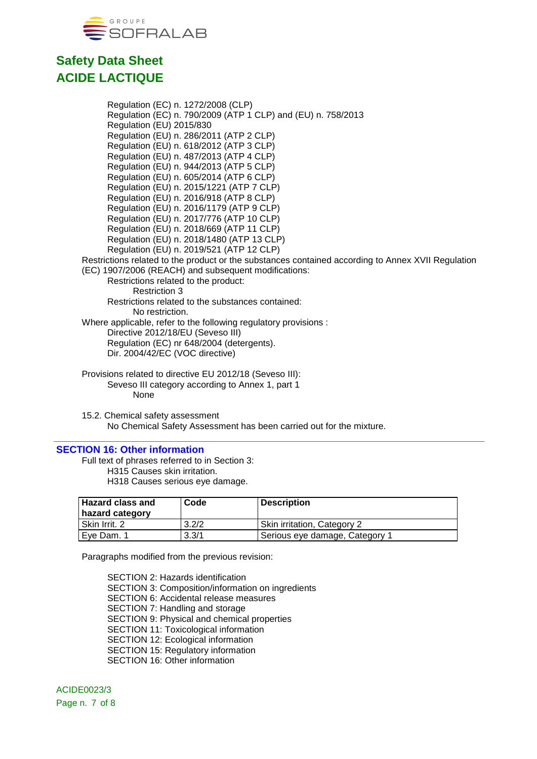Regulation (EC) n. 1272/2008 (CLP)
Regulation (EC) n. 790/2009 (ATP 1 CLP) and (EU) n. 758/2013
Regulation (EU) 2015/830
Regulation (EU) n. 286/2011 (ATP 2 CLP)
Regulation (EU) n. 618/2012 (ATP 3 CLP)
Regulation (EU) n. 487/2013 (ATP 4 CLP)
Regulation (EU) n. 944/2013 (ATP 5 CLP)
Regulation (EU) n. 605/2014 (ATP 6 CLP)
Regulation (EU) n. 2015/1221 (ATP 7 CLP)
Regulation (EU) n. 2016/918 (ATP 8 CLP)
Regulation (EU) n. 2016/1179 (ATP 9 CLP)
Regulation (EU) n. 2017/776 (ATP 10 CLP)
Regulation (EU) n. 2018/669 (ATP 11 CLP)
Regulation (EU) n. 2018/1480 (ATP 13 CLP)
Regulation (EU) n. 2019/521 (ATP 12 CLP)

Restrictions related to the product or the substances contained according to Annex XVII Regulation (EC) 1907/2006 (REACH) and subsequent modifications:

Restrictions related to the product:
Restriction 3

Restrictions related to the substances contained:
No restriction.

Where applicable, refer to the following regulatory provisions :
Directive 2012/18/EU (Seveso III)
Regulation (EC) nr 648/2004 (detergents).
Dir. 2004/42/EC (VOC directive)

Provisions related to directive EU 2012/18 (Seveso III):
Seveso III category according to Annex 1, part 1
None

15.2. Chemical safety assessment
No Chemical Safety Assessment has been carried out for the mixture.

## SECTION 16: Other information

Full text of phrases referred to in Section 3:
H315 Causes skin irritation.
H318 Causes serious eye damage.

| Hazard class and hazard category | Code | Description |
|---|---|---|
| Skin Irrit. 2 | 3.2/2 | Skin irritation, Category 2 |
| Eye Dam. 1 | 3.3/1 | Serious eye damage, Category 1 |

Paragraphs modified from the previous revision:

SECTION 2: Hazards identification
SECTION 3: Composition/information on ingredients
SECTION 6: Accidental release measures
SECTION 7: Handling and storage
SECTION 9: Physical and chemical properties
SECTION 11: Toxicological information
SECTION 12: Ecological information
SECTION 15: Regulatory information
SECTION 16: Other information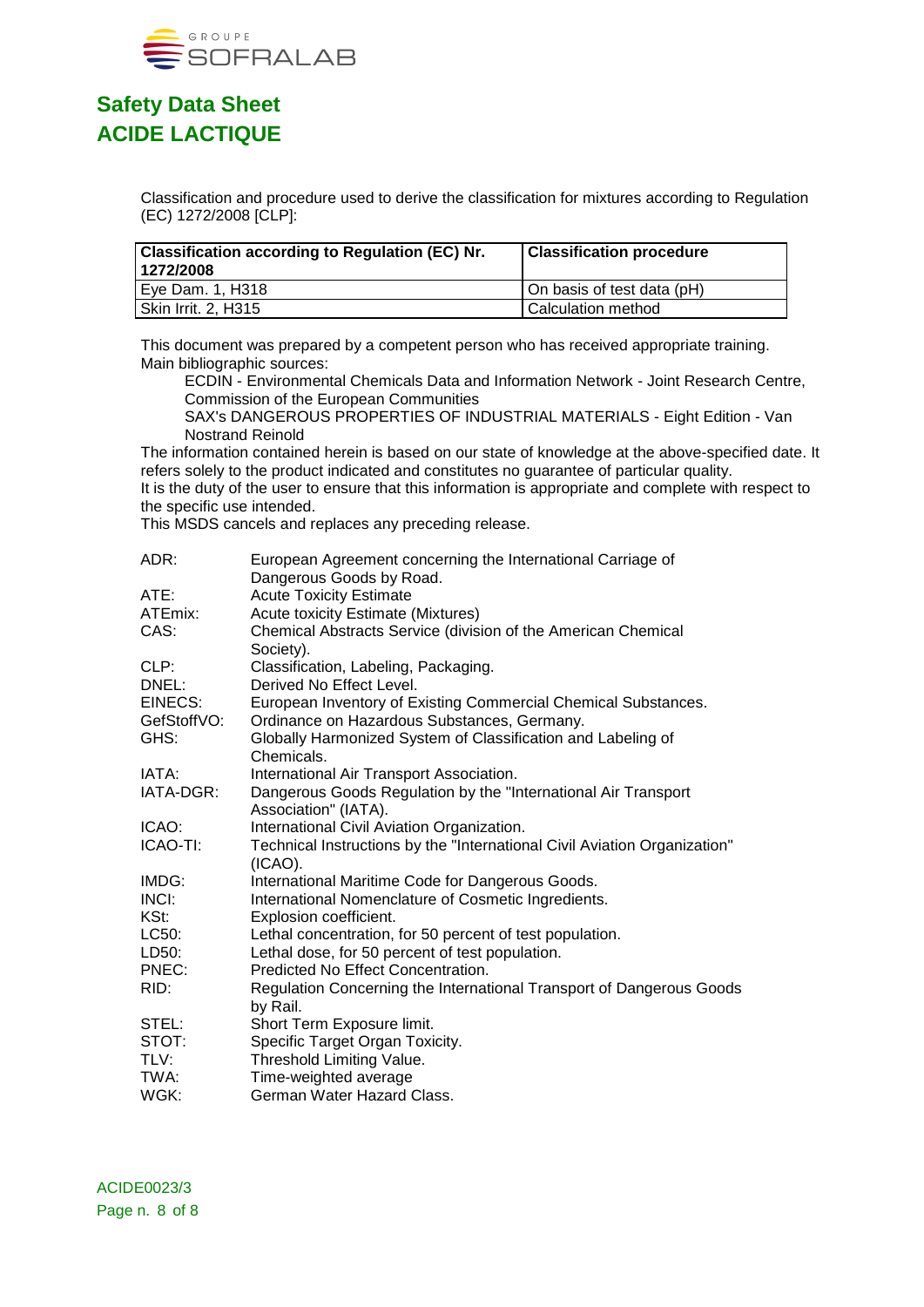# Safety Data Sheet
# ACIDE LACTIQUE

Classification and procedure used to derive the classification for mixtures according to Regulation (EC) 1272/2008 [CLP]:

| Classification according to Regulation (EC) Nr. 1272/2008 | Classification procedure |
|---|---|
| Eye Dam. 1, H318 | On basis of test data (pH) |
| Skin Irrit. 2, H315 | Calculation method |

This document was prepared by a competent person who has received appropriate training.
Main bibliographic sources:

ECDIN - Environmental Chemicals Data and Information Network - Joint Research Centre, Commission of the European Communities
SAX's DANGEROUS PROPERTIES OF INDUSTRIAL MATERIALS - Eight Edition - Van Nostrand Reinold

The information contained herein is based on our state of knowledge at the above-specified date. It refers solely to the product indicated and constitutes no guarantee of particular quality.
It is the duty of the user to ensure that this information is appropriate and complete with respect to the specific use intended.
This MSDS cancels and replaces any preceding release.

| | |
|---|---|
| ADR: | European Agreement concerning the International Carriage of Dangerous Goods by Road. |
| ATE: | Acute Toxicity Estimate |
| ATEmix: | Acute toxicity Estimate (Mixtures) |
| CAS: | Chemical Abstracts Service (division of the American Chemical Society). |
| CLP: | Classification, Labeling, Packaging. |
| DNEL: | Derived No Effect Level. |
| EINECS: | European Inventory of Existing Commercial Chemical Substances. |
| GefStoffVO: | Ordinance on Hazardous Substances, Germany. |
| GHS: | Globally Harmonized System of Classification and Labeling of Chemicals. |
| IATA: | International Air Transport Association. |
| IATA-DGR: | Dangerous Goods Regulation by the "International Air Transport Association" (IATA). |
| ICAO: | International Civil Aviation Organization. |
| ICAO-TI: | Technical Instructions by the "International Civil Aviation Organization" (ICAO). |
| IMDG: | International Maritime Code for Dangerous Goods. |
| INCI: | International Nomenclature of Cosmetic Ingredients. |
| KSt: | Explosion coefficient. |
| LC50: | Lethal concentration, for 50 percent of test population. |
| LD50: | Lethal dose, for 50 percent of test population. |
| PNEC: | Predicted No Effect Concentration. |
| RID: | Regulation Concerning the International Transport of Dangerous Goods by Rail. |
| STEL: | Short Term Exposure limit. |
| STOT: | Specific Target Organ Toxicity. |
| TLV: | Threshold Limiting Value. |
| TWA: | Time-weighted average |
| WGK: | German Water Hazard Class. |

ACIDE0023/3